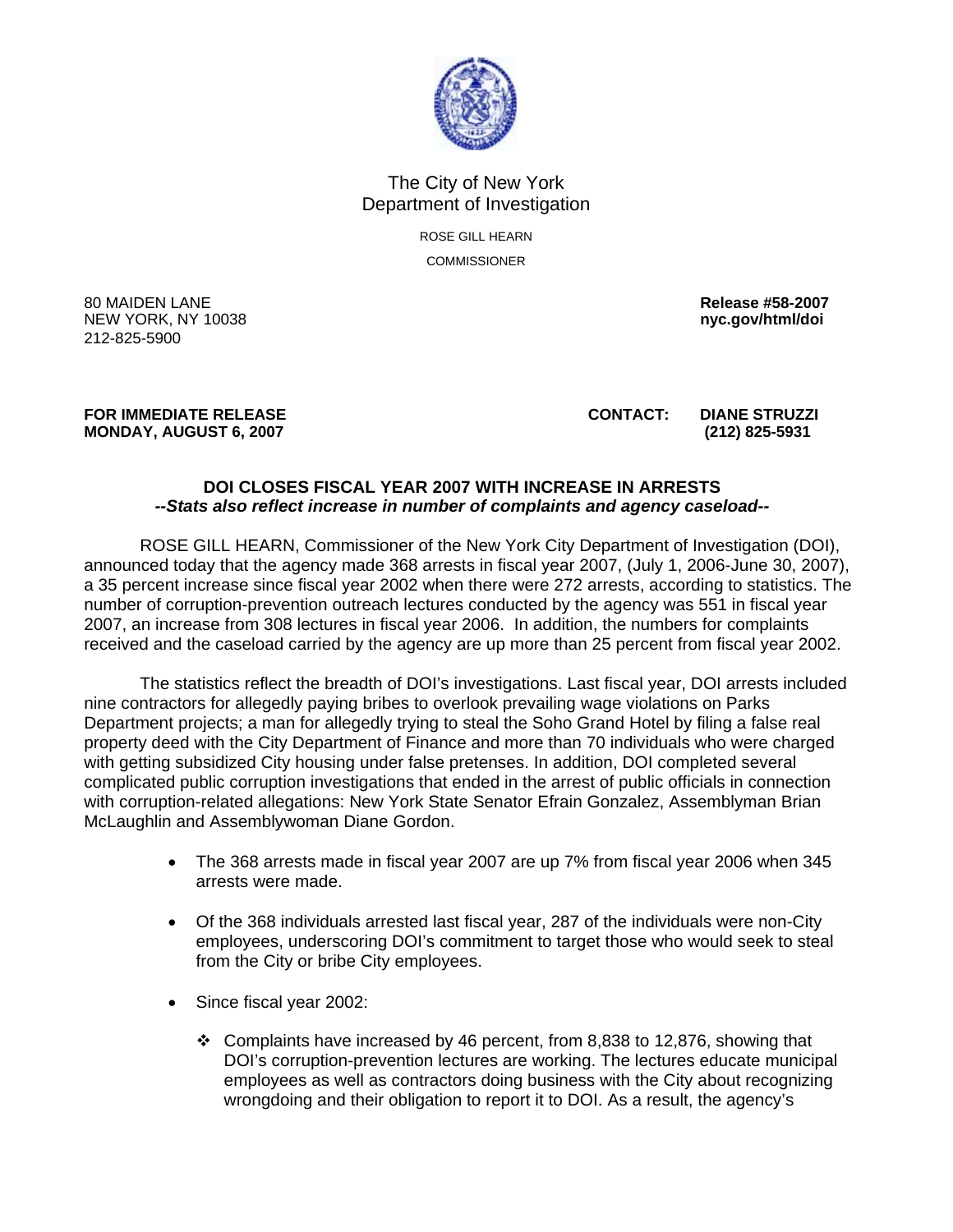The City of New York
Department of Investigation

ROSE GILL HEARN

COMMISSIONER

80 MAIDEN LANE
NEW YORK, NY 10038
212-825-5900

**Release #58-2007**
**nyc.gov/html/doi**

**FOR IMMEDIATE RELEASE**
**MONDAY, AUGUST 6, 2007**

**CONTACT: DIANE STRUZZI**
**(212) 825-5931**

## DOI CLOSES FISCAL YEAR 2007 WITH INCREASE IN ARRESTS

***--Stats also reflect increase in number of complaints and agency caseload--***

ROSE GILL HEARN, Commissioner of the New York City Department of Investigation (DOI), announced today that the agency made 368 arrests in fiscal year 2007, (July 1, 2006-June 30, 2007), a 35 percent increase since fiscal year 2002 when there were 272 arrests, according to statistics. The number of corruption-prevention outreach lectures conducted by the agency was 551 in fiscal year 2007, an increase from 308 lectures in fiscal year 2006. In addition, the numbers for complaints received and the caseload carried by the agency are up more than 25 percent from fiscal year 2002.

The statistics reflect the breadth of DOI's investigations. Last fiscal year, DOI arrests included nine contractors for allegedly paying bribes to overlook prevailing wage violations on Parks Department projects; a man for allegedly trying to steal the Soho Grand Hotel by filing a false real property deed with the City Department of Finance and more than 70 individuals who were charged with getting subsidized City housing under false pretenses. In addition, DOI completed several complicated public corruption investigations that ended in the arrest of public officials in connection with corruption-related allegations: New York State Senator Efrain Gonzalez, Assemblyman Brian McLaughlin and Assemblywoman Diane Gordon.

- The 368 arrests made in fiscal year 2007 are up 7% from fiscal year 2006 when 345 arrests were made.
- Of the 368 individuals arrested last fiscal year, 287 of the individuals were non-City employees, underscoring DOI's commitment to target those who would seek to steal from the City or bribe City employees.
- Since fiscal year 2002:
  - Complaints have increased by 46 percent, from 8,838 to 12,876, showing that DOI's corruption-prevention lectures are working. The lectures educate municipal employees as well as contractors doing business with the City about recognizing wrongdoing and their obligation to report it to DOI. As a result, the agency's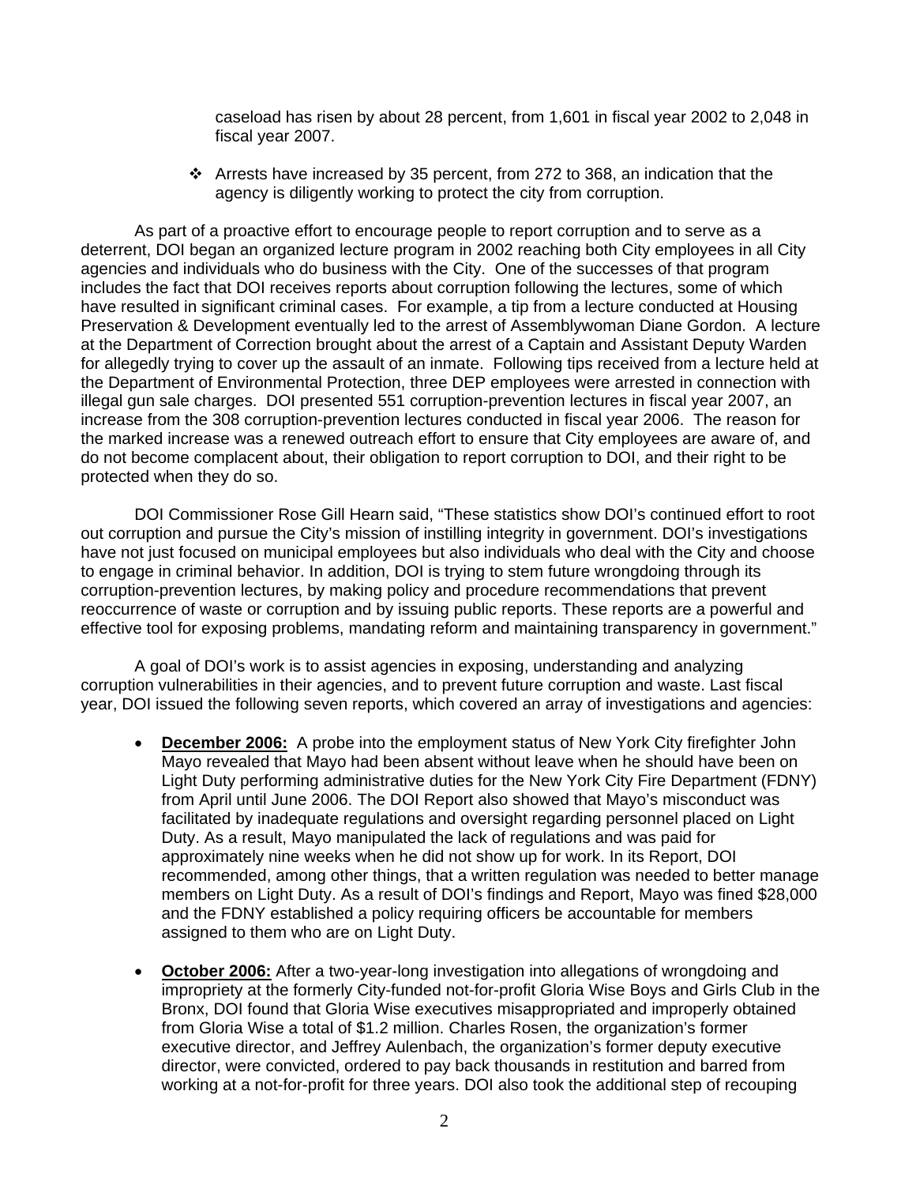caseload has risen by about 28 percent, from 1,601 in fiscal year 2002 to 2,048 in fiscal year 2007.

- Arrests have increased by 35 percent, from 272 to 368, an indication that the agency is diligently working to protect the city from corruption.

As part of a proactive effort to encourage people to report corruption and to serve as a deterrent, DOI began an organized lecture program in 2002 reaching both City employees in all City agencies and individuals who do business with the City. One of the successes of that program includes the fact that DOI receives reports about corruption following the lectures, some of which have resulted in significant criminal cases. For example, a tip from a lecture conducted at Housing Preservation & Development eventually led to the arrest of Assemblywoman Diane Gordon. A lecture at the Department of Correction brought about the arrest of a Captain and Assistant Deputy Warden for allegedly trying to cover up the assault of an inmate. Following tips received from a lecture held at the Department of Environmental Protection, three DEP employees were arrested in connection with illegal gun sale charges. DOI presented 551 corruption-prevention lectures in fiscal year 2007, an increase from the 308 corruption-prevention lectures conducted in fiscal year 2006. The reason for the marked increase was a renewed outreach effort to ensure that City employees are aware of, and do not become complacent about, their obligation to report corruption to DOI, and their right to be protected when they do so.

DOI Commissioner Rose Gill Hearn said, "These statistics show DOI's continued effort to root out corruption and pursue the City's mission of instilling integrity in government. DOI's investigations have not just focused on municipal employees but also individuals who deal with the City and choose to engage in criminal behavior. In addition, DOI is trying to stem future wrongdoing through its corruption-prevention lectures, by making policy and procedure recommendations that prevent reoccurrence of waste or corruption and by issuing public reports. These reports are a powerful and effective tool for exposing problems, mandating reform and maintaining transparency in government."

A goal of DOI's work is to assist agencies in exposing, understanding and analyzing corruption vulnerabilities in their agencies, and to prevent future corruption and waste. Last fiscal year, DOI issued the following seven reports, which covered an array of investigations and agencies:

- **December 2006:** A probe into the employment status of New York City firefighter John Mayo revealed that Mayo had been absent without leave when he should have been on Light Duty performing administrative duties for the New York City Fire Department (FDNY) from April until June 2006. The DOI Report also showed that Mayo's misconduct was facilitated by inadequate regulations and oversight regarding personnel placed on Light Duty. As a result, Mayo manipulated the lack of regulations and was paid for approximately nine weeks when he did not show up for work. In its Report, DOI recommended, among other things, that a written regulation was needed to better manage members on Light Duty. As a result of DOI's findings and Report, Mayo was fined $28,000 and the FDNY established a policy requiring officers be accountable for members assigned to them who are on Light Duty.

- **October 2006:** After a two-year-long investigation into allegations of wrongdoing and impropriety at the formerly City-funded not-for-profit Gloria Wise Boys and Girls Club in the Bronx, DOI found that Gloria Wise executives misappropriated and improperly obtained from Gloria Wise a total of $1.2 million. Charles Rosen, the organization's former executive director, and Jeffrey Aulenbach, the organization's former deputy executive director, were convicted, ordered to pay back thousands in restitution and barred from working at a not-for-profit for three years. DOI also took the additional step of recouping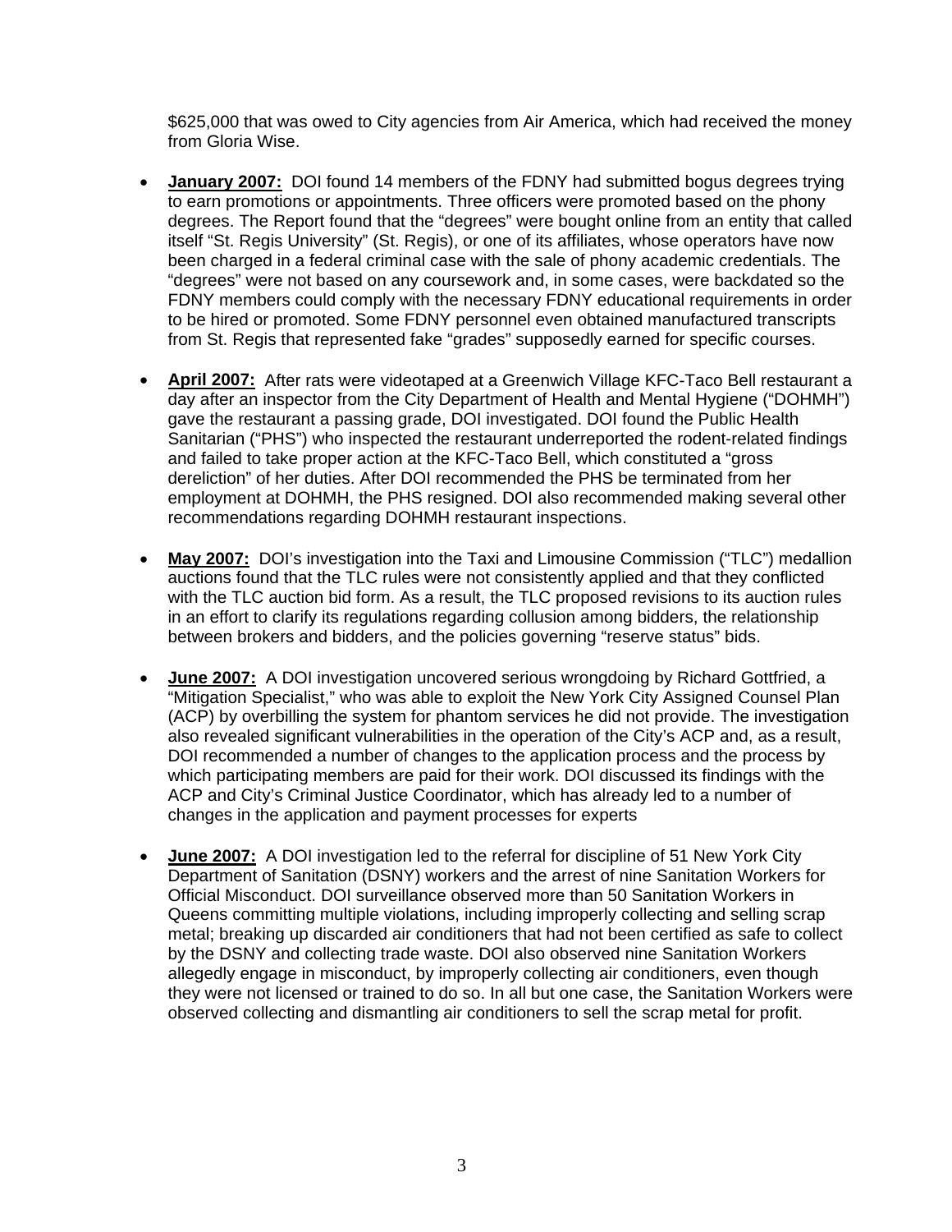$625,000 that was owed to City agencies from Air America, which had received the money from Gloria Wise.

- **January 2007:** DOI found 14 members of the FDNY had submitted bogus degrees trying to earn promotions or appointments. Three officers were promoted based on the phony degrees. The Report found that the "degrees" were bought online from an entity that called itself "St. Regis University" (St. Regis), or one of its affiliates, whose operators have now been charged in a federal criminal case with the sale of phony academic credentials. The "degrees" were not based on any coursework and, in some cases, were backdated so the FDNY members could comply with the necessary FDNY educational requirements in order to be hired or promoted. Some FDNY personnel even obtained manufactured transcripts from St. Regis that represented fake "grades" supposedly earned for specific courses.

- **April 2007:** After rats were videotaped at a Greenwich Village KFC-Taco Bell restaurant a day after an inspector from the City Department of Health and Mental Hygiene ("DOHMH") gave the restaurant a passing grade, DOI investigated. DOI found the Public Health Sanitarian ("PHS") who inspected the restaurant underreported the rodent-related findings and failed to take proper action at the KFC-Taco Bell, which constituted a "gross dereliction" of her duties. After DOI recommended the PHS be terminated from her employment at DOHMH, the PHS resigned. DOI also recommended making several other recommendations regarding DOHMH restaurant inspections.

- **May 2007:** DOI's investigation into the Taxi and Limousine Commission ("TLC") medallion auctions found that the TLC rules were not consistently applied and that they conflicted with the TLC auction bid form. As a result, the TLC proposed revisions to its auction rules in an effort to clarify its regulations regarding collusion among bidders, the relationship between brokers and bidders, and the policies governing "reserve status" bids.

- **June 2007:** A DOI investigation uncovered serious wrongdoing by Richard Gottfried, a "Mitigation Specialist," who was able to exploit the New York City Assigned Counsel Plan (ACP) by overbilling the system for phantom services he did not provide. The investigation also revealed significant vulnerabilities in the operation of the City's ACP and, as a result, DOI recommended a number of changes to the application process and the process by which participating members are paid for their work. DOI discussed its findings with the ACP and City's Criminal Justice Coordinator, which has already led to a number of changes in the application and payment processes for experts

- **June 2007:** A DOI investigation led to the referral for discipline of 51 New York City Department of Sanitation (DSNY) workers and the arrest of nine Sanitation Workers for Official Misconduct. DOI surveillance observed more than 50 Sanitation Workers in Queens committing multiple violations, including improperly collecting and selling scrap metal; breaking up discarded air conditioners that had not been certified as safe to collect by the DSNY and collecting trade waste. DOI also observed nine Sanitation Workers allegedly engage in misconduct, by improperly collecting air conditioners, even though they were not licensed or trained to do so. In all but one case, the Sanitation Workers were observed collecting and dismantling air conditioners to sell the scrap metal for profit.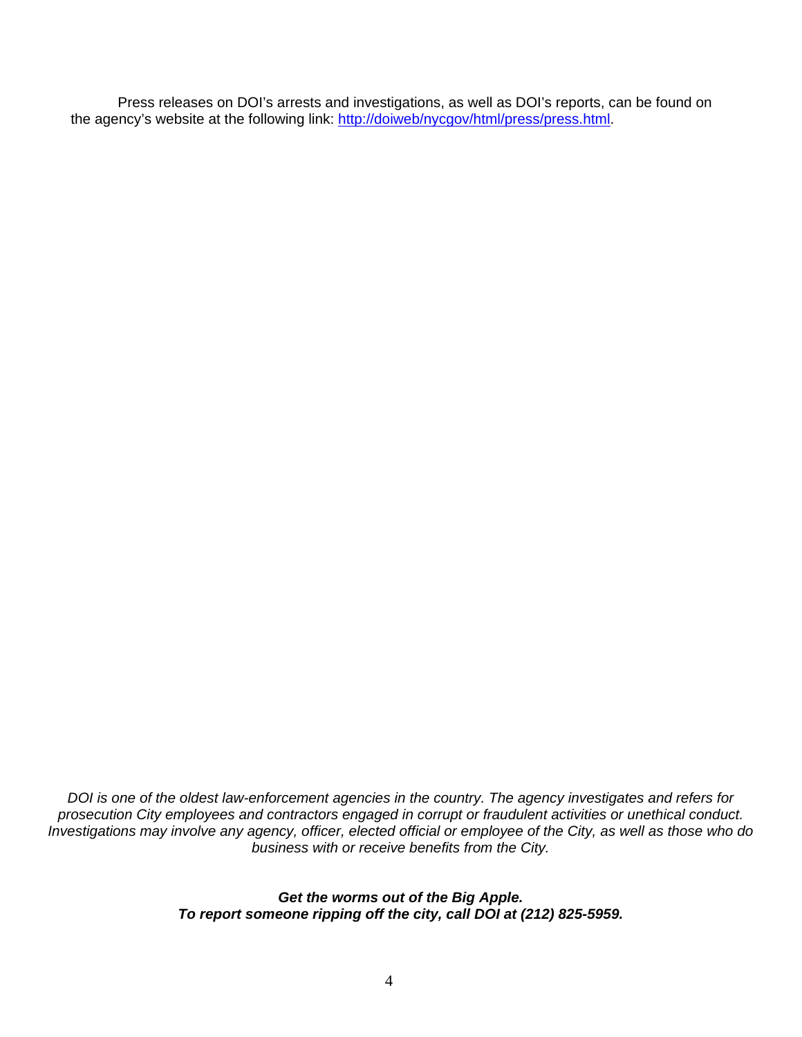Press releases on DOI's arrests and investigations, as well as DOI's reports, can be found on the agency's website at the following link: [http://doiweb/nycgov/html/press/press.html](http://doiweb/nycgov/html/press/press.html).

*DOI is one of the oldest law-enforcement agencies in the country. The agency investigates and refers for prosecution City employees and contractors engaged in corrupt or fraudulent activities or unethical conduct. Investigations may involve any agency, officer, elected official or employee of the City, as well as those who do business with or receive benefits from the City.*

***Get the worms out of the Big Apple.***
***To report someone ripping off the city, call DOI at (212) 825-5959.***